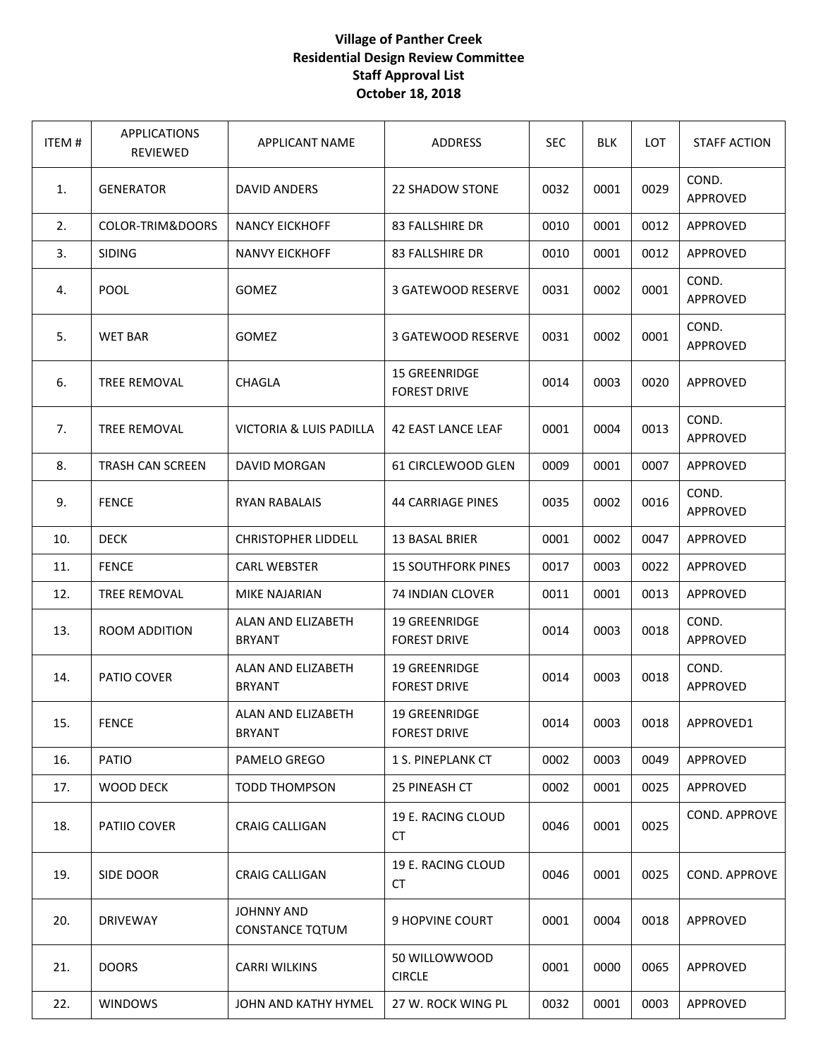**Village of Panther Creek**
**Residential Design Review Committee**
**Staff Approval List**
**October 18, 2018**

| ITEM # | APPLICATIONS REVIEWED | APPLICANT NAME | ADDRESS | SEC | BLK | LOT | STAFF ACTION |
|---|---|---|---|---|---|---|---|
| 1. | GENERATOR | DAVID ANDERS | 22 SHADOW STONE | 0032 | 0001 | 0029 | COND. APPROVED |
| 2. | COLOR-TRIM&DOORS | NANCY EICKHOFF | 83 FALLSHIRE DR | 0010 | 0001 | 0012 | APPROVED |
| 3. | SIDING | NANVY EICKHOFF | 83 FALLSHIRE DR | 0010 | 0001 | 0012 | APPROVED |
| 4. | POOL | GOMEZ | 3 GATEWOOD RESERVE | 0031 | 0002 | 0001 | COND. APPROVED |
| 5. | WET BAR | GOMEZ | 3 GATEWOOD RESERVE | 0031 | 0002 | 0001 | COND. APPROVED |
| 6. | TREE REMOVAL | CHAGLA | 15 GREENRIDGE FOREST DRIVE | 0014 | 0003 | 0020 | APPROVED |
| 7. | TREE REMOVAL | VICTORIA & LUIS PADILLA | 42 EAST LANCE LEAF | 0001 | 0004 | 0013 | COND. APPROVED |
| 8. | TRASH CAN SCREEN | DAVID MORGAN | 61 CIRCLEWOOD GLEN | 0009 | 0001 | 0007 | APPROVED |
| 9. | FENCE | RYAN RABALAIS | 44 CARRIAGE PINES | 0035 | 0002 | 0016 | COND. APPROVED |
| 10. | DECK | CHRISTOPHER LIDDELL | 13 BASAL BRIER | 0001 | 0002 | 0047 | APPROVED |
| 11. | FENCE | CARL WEBSTER | 15 SOUTHFORK PINES | 0017 | 0003 | 0022 | APPROVED |
| 12. | TREE REMOVAL | MIKE NAJARIAN | 74 INDIAN CLOVER | 0011 | 0001 | 0013 | APPROVED |
| 13. | ROOM ADDITION | ALAN AND ELIZABETH BRYANT | 19 GREENRIDGE FOREST DRIVE | 0014 | 0003 | 0018 | COND. APPROVED |
| 14. | PATIO COVER | ALAN AND ELIZABETH BRYANT | 19 GREENRIDGE FOREST DRIVE | 0014 | 0003 | 0018 | COND. APPROVED |
| 15. | FENCE | ALAN AND ELIZABETH BRYANT | 19 GREENRIDGE FOREST DRIVE | 0014 | 0003 | 0018 | APPROVED1 |
| 16. | PATIO | PAMELO GREGO | 1 S. PINEPLANK CT | 0002 | 0003 | 0049 | APPROVED |
| 17. | WOOD DECK | TODD THOMPSON | 25 PINEASH CT | 0002 | 0001 | 0025 | APPROVED |
| 18. | PATIIO COVER | CRAIG CALLIGAN | 19 E. RACING CLOUD CT | 0046 | 0001 | 0025 | COND. APPROVE |
| 19. | SIDE DOOR | CRAIG CALLIGAN | 19 E. RACING CLOUD CT | 0046 | 0001 | 0025 | COND. APPROVE |
| 20. | DRIVEWAY | JOHNNY AND CONSTANCE TQTUM | 9 HOPVINE COURT | 0001 | 0004 | 0018 | APPROVED |
| 21. | DOORS | CARRI WILKINS | 50 WILLOWWOOD CIRCLE | 0001 | 0000 | 0065 | APPROVED |
| 22. | WINDOWS | JOHN AND KATHY HYMEL | 27 W. ROCK WING PL | 0032 | 0001 | 0003 | APPROVED |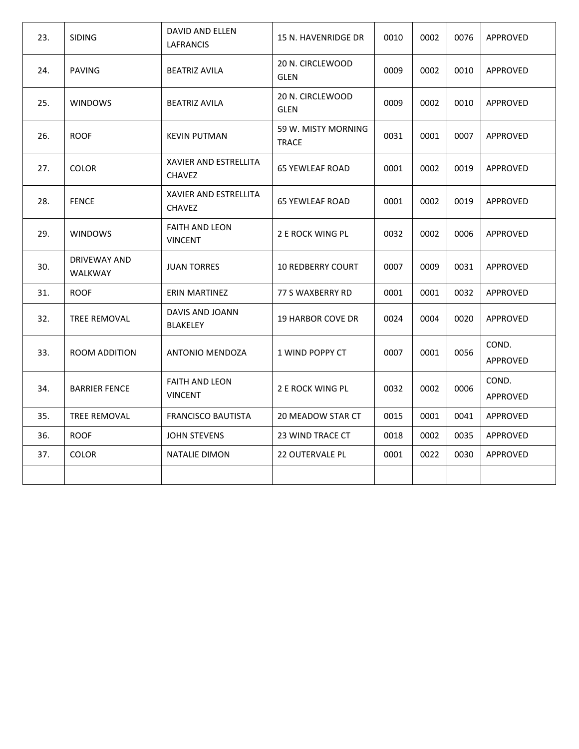| | | | | | | | |
|---|---|---|---|---|---|---|---|
| 23. | SIDING | DAVID AND ELLEN LAFRANCIS | 15 N. HAVENRIDGE DR | 0010 | 0002 | 0076 | APPROVED |
| 24. | PAVING | BEATRIZ AVILA | 20 N. CIRCLEWOOD GLEN | 0009 | 0002 | 0010 | APPROVED |
| 25. | WINDOWS | BEATRIZ AVILA | 20 N. CIRCLEWOOD GLEN | 0009 | 0002 | 0010 | APPROVED |
| 26. | ROOF | KEVIN PUTMAN | 59 W. MISTY MORNING TRACE | 0031 | 0001 | 0007 | APPROVED |
| 27. | COLOR | XAVIER AND ESTRELLITA CHAVEZ | 65 YEWLEAF ROAD | 0001 | 0002 | 0019 | APPROVED |
| 28. | FENCE | XAVIER AND ESTRELLITA CHAVEZ | 65 YEWLEAF ROAD | 0001 | 0002 | 0019 | APPROVED |
| 29. | WINDOWS | FAITH AND LEON VINCENT | 2 E ROCK WING PL | 0032 | 0002 | 0006 | APPROVED |
| 30. | DRIVEWAY AND WALKWAY | JUAN TORRES | 10 REDBERRY COURT | 0007 | 0009 | 0031 | APPROVED |
| 31. | ROOF | ERIN MARTINEZ | 77 S WAXBERRY RD | 0001 | 0001 | 0032 | APPROVED |
| 32. | TREE REMOVAL | DAVIS AND JOANN BLAKELEY | 19 HARBOR COVE DR | 0024 | 0004 | 0020 | APPROVED |
| 33. | ROOM ADDITION | ANTONIO MENDOZA | 1 WIND POPPY CT | 0007 | 0001 | 0056 | COND. APPROVED |
| 34. | BARRIER FENCE | FAITH AND LEON VINCENT | 2 E ROCK WING PL | 0032 | 0002 | 0006 | COND. APPROVED |
| 35. | TREE REMOVAL | FRANCISCO BAUTISTA | 20 MEADOW STAR CT | 0015 | 0001 | 0041 | APPROVED |
| 36. | ROOF | JOHN STEVENS | 23 WIND TRACE CT | 0018 | 0002 | 0035 | APPROVED |
| 37. | COLOR | NATALIE DIMON | 22 OUTERVALE PL | 0001 | 0022 | 0030 | APPROVED |
| | | | | | | | |